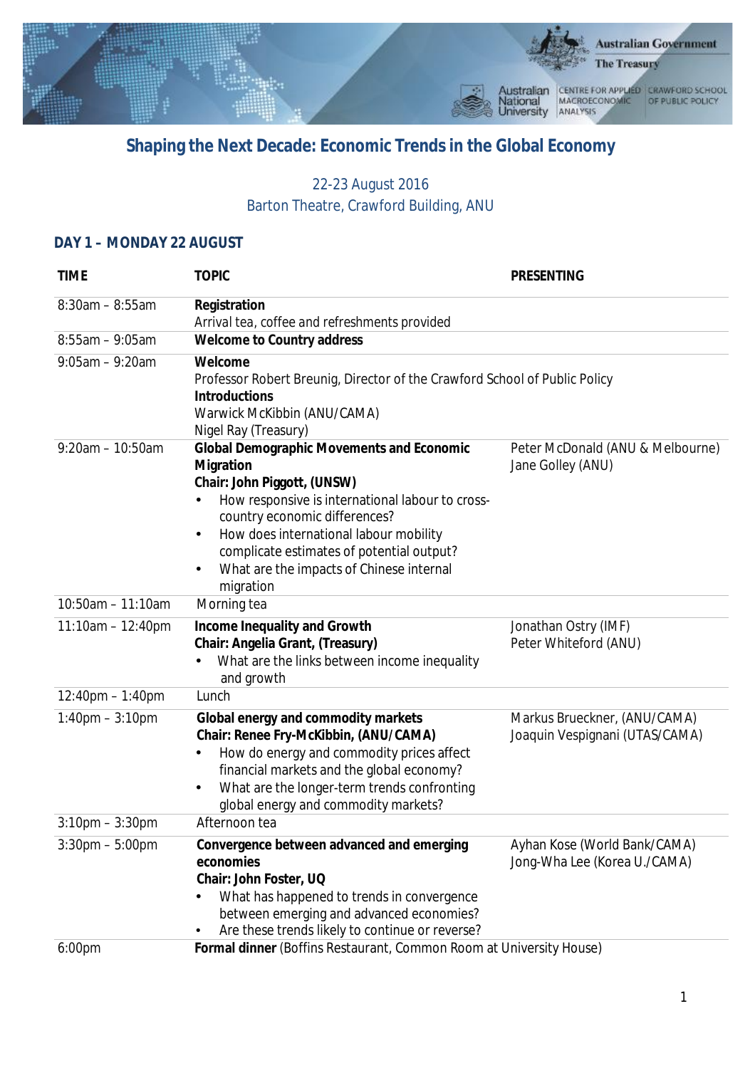# Shaping the Next Decade: Economic Trends in the Global Economy

22-23 August 2016
Barton Theatre, Crawford Building, ANU

## DAY 1 – MONDAY 22 AUGUST

| TIME | TOPIC | PRESENTING |
|---|---|---|
| 8:30am – 8:55am | **Registration**<br>Arrival tea, coffee and refreshments provided | |
| 8:55am – 9:05am | **Welcome to Country address** | |
| 9:05am – 9:20am | **Welcome**<br>Professor Robert Breunig, Director of the Crawford School of Public Policy<br>**Introductions**<br>Warwick McKibbin (ANU/CAMA)<br>Nigel Ray (Treasury) | |
| 9:20am – 10:50am | **Global Demographic Movements and Economic Migration**<br>**Chair: John Piggott, (UNSW)**<br>• How responsive is international labour to cross-country economic differences?<br>• How does international labour mobility complicate estimates of potential output?<br>• What are the impacts of Chinese internal migration | Peter McDonald (ANU & Melbourne)<br>Jane Golley (ANU) |
| 10:50am – 11:10am | Morning tea | |
| 11:10am – 12:40pm | **Income Inequality and Growth**<br>**Chair: Angelia Grant, (Treasury)**<br>• What are the links between income inequality and growth | Jonathan Ostry (IMF)<br>Peter Whiteford (ANU) |
| 12:40pm – 1:40pm | Lunch | |
| 1:40pm – 3:10pm | **Global energy and commodity markets**<br>**Chair: Renee Fry-McKibbin, (ANU/CAMA)**<br>• How do energy and commodity prices affect financial markets and the global economy?<br>• What are the longer-term trends confronting global energy and commodity markets? | Markus Brueckner, (ANU/CAMA)<br>Joaquin Vespignani (UTAS/CAMA) |
| 3:10pm – 3:30pm | Afternoon tea | |
| 3:30pm – 5:00pm | **Convergence between advanced and emerging economies**<br>**Chair: John Foster, UQ**<br>• What has happened to trends in convergence between emerging and advanced economies?<br>• Are these trends likely to continue or reverse? | Ayhan Kose (World Bank/CAMA)<br>Jong-Wha Lee (Korea U./CAMA) |
| 6:00pm | **Formal dinner** (Boffins Restaurant, Common Room at University House) | |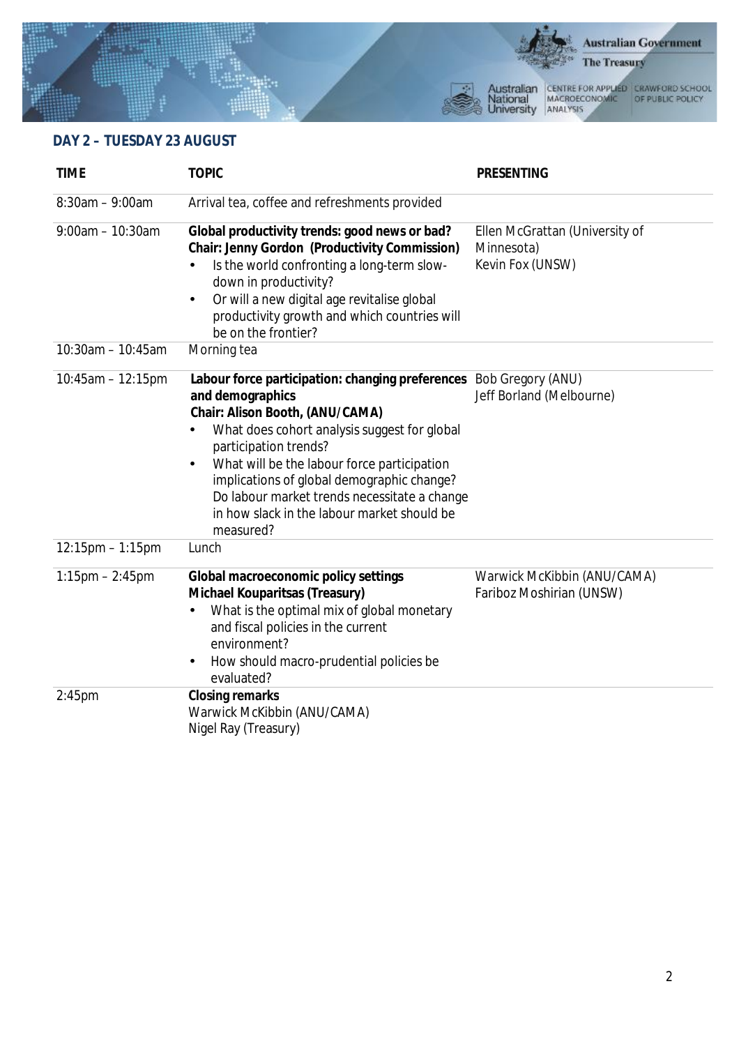## DAY 2 – TUESDAY 23 AUGUST

| TIME | TOPIC | PRESENTING |
|---|---|---|
| 8:30am – 9:00am | Arrival tea, coffee and refreshments provided | |
| 9:00am – 10:30am | **Global productivity trends: good news or bad?**<br>**Chair: Jenny Gordon (Productivity Commission)**<br>• Is the world confronting a long-term slow-down in productivity?<br>• Or will a new digital age revitalise global productivity growth and which countries will be on the frontier? | Ellen McGrattan (University of Minnesota)<br>Kevin Fox (UNSW) |
| 10:30am – 10:45am | Morning tea | |
| 10:45am – 12:15pm | **Labour force participation: changing preferences and demographics**<br>**Chair: Alison Booth, (ANU/CAMA)**<br>• What does cohort analysis suggest for global participation trends?<br>• What will be the labour force participation implications of global demographic change? Do labour market trends necessitate a change in how slack in the labour market should be measured? | Bob Gregory (ANU)<br>Jeff Borland (Melbourne) |
| 12:15pm – 1:15pm | Lunch | |
| 1:15pm – 2:45pm | **Global macroeconomic policy settings**<br>**Michael Kouparitsas (Treasury)**<br>• What is the optimal mix of global monetary and fiscal policies in the current environment?<br>• How should macro-prudential policies be evaluated? | Warwick McKibbin (ANU/CAMA)<br>Fariboz Moshirian (UNSW) |
| 2:45pm | **Closing remarks**<br>Warwick McKibbin (ANU/CAMA)<br>Nigel Ray (Treasury) | |